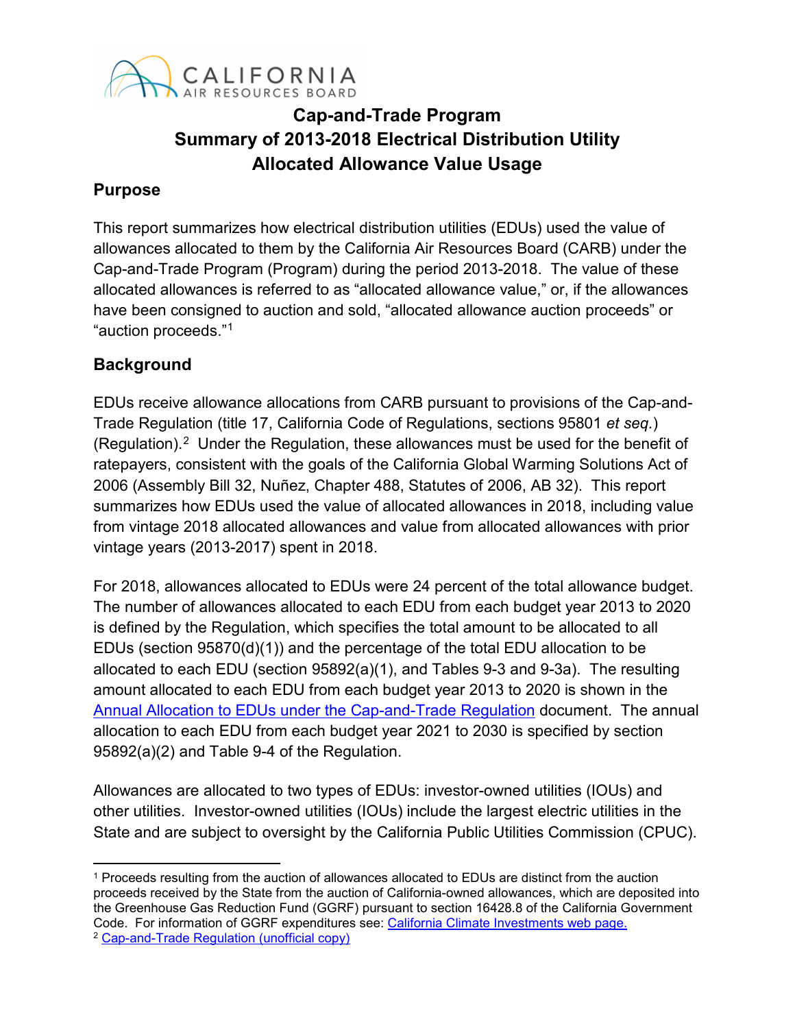# Cap-and-Trade Program
# Summary of 2013-2018 Electrical Distribution Utility Allocated Allowance Value Usage

## Purpose

This report summarizes how electrical distribution utilities (EDUs) used the value of allowances allocated to them by the California Air Resources Board (CARB) under the Cap-and-Trade Program (Program) during the period 2013-2018. The value of these allocated allowances is referred to as "allocated allowance value," or, if the allowances have been consigned to auction and sold, "allocated allowance auction proceeds" or "auction proceeds."[1]

## Background

EDUs receive allowance allocations from CARB pursuant to provisions of the Cap-and-Trade Regulation (title 17, California Code of Regulations, sections 95801 *et seq.*) (Regulation).[2] Under the Regulation, these allowances must be used for the benefit of ratepayers, consistent with the goals of the California Global Warming Solutions Act of 2006 (Assembly Bill 32, Nuñez, Chapter 488, Statutes of 2006, AB 32). This report summarizes how EDUs used the value of allocated allowances in 2018, including value from vintage 2018 allocated allowances and value from allocated allowances with prior vintage years (2013-2017) spent in 2018.

For 2018, allowances allocated to EDUs were 24 percent of the total allowance budget. The number of allowances allocated to each EDU from each budget year 2013 to 2020 is defined by the Regulation, which specifies the total amount to be allocated to all EDUs (section 95870(d)(1)) and the percentage of the total EDU allocation to be allocated to each EDU (section 95892(a)(1), and Tables 9-3 and 9-3a). The resulting amount allocated to each EDU from each budget year 2013 to 2020 is shown in the [Annual Allocation to EDUs under the Cap-and-Trade Regulation](#) document. The annual allocation to each EDU from each budget year 2021 to 2030 is specified by section 95892(a)(2) and Table 9-4 of the Regulation.

Allowances are allocated to two types of EDUs: investor-owned utilities (IOUs) and other utilities. Investor-owned utilities (IOUs) include the largest electric utilities in the State and are subject to oversight by the California Public Utilities Commission (CPUC).

---

[1] Proceeds resulting from the auction of allowances allocated to EDUs are distinct from the auction proceeds received by the State from the auction of California-owned allowances, which are deposited into the Greenhouse Gas Reduction Fund (GGRF) pursuant to section 16428.8 of the California Government Code. For information of GGRF expenditures see: [California Climate Investments web page.](#)

[2] [Cap-and-Trade Regulation (unofficial copy)](#)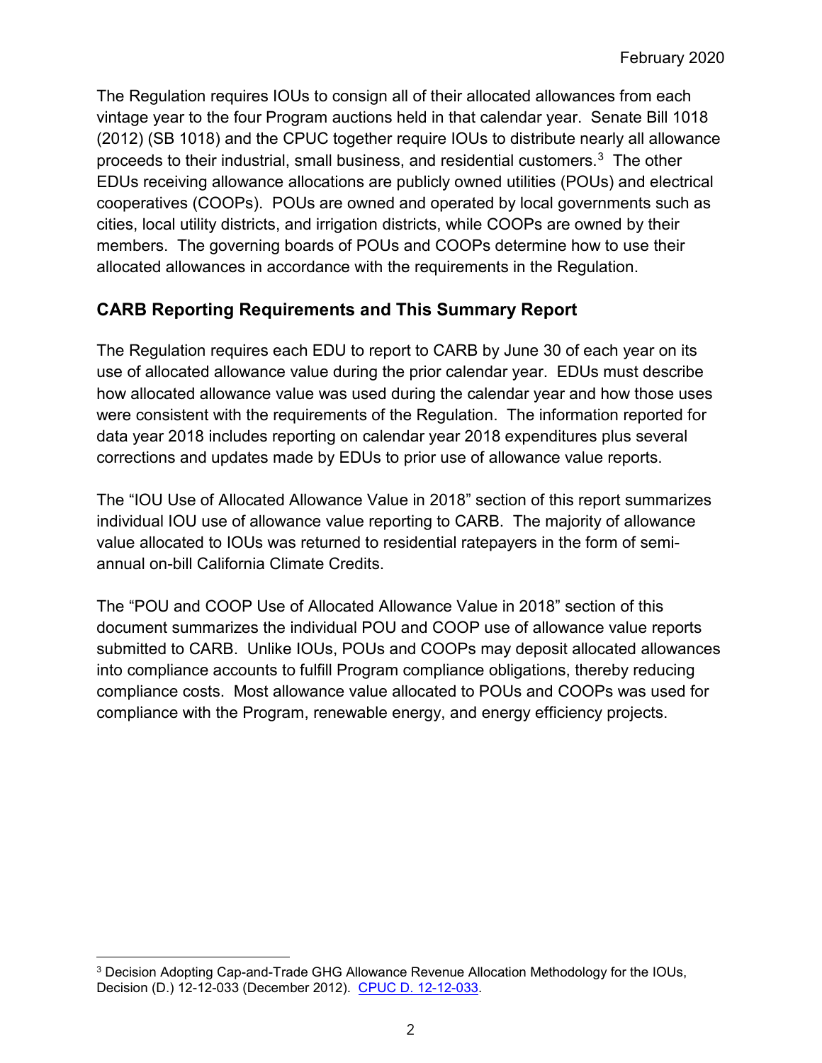The Regulation requires IOUs to consign all of their allocated allowances from each vintage year to the four Program auctions held in that calendar year. Senate Bill 1018 (2012) (SB 1018) and the CPUC together require IOUs to distribute nearly all allowance proceeds to their industrial, small business, and residential customers.[3] The other EDUs receiving allowance allocations are publicly owned utilities (POUs) and electrical cooperatives (COOPs). POUs are owned and operated by local governments such as cities, local utility districts, and irrigation districts, while COOPs are owned by their members. The governing boards of POUs and COOPs determine how to use their allocated allowances in accordance with the requirements in the Regulation.

## CARB Reporting Requirements and This Summary Report

The Regulation requires each EDU to report to CARB by June 30 of each year on its use of allocated allowance value during the prior calendar year. EDUs must describe how allocated allowance value was used during the calendar year and how those uses were consistent with the requirements of the Regulation. The information reported for data year 2018 includes reporting on calendar year 2018 expenditures plus several corrections and updates made by EDUs to prior use of allowance value reports.

The "IOU Use of Allocated Allowance Value in 2018" section of this report summarizes individual IOU use of allowance value reporting to CARB. The majority of allowance value allocated to IOUs was returned to residential ratepayers in the form of semi-annual on-bill California Climate Credits.

The "POU and COOP Use of Allocated Allowance Value in 2018" section of this document summarizes the individual POU and COOP use of allowance value reports submitted to CARB. Unlike IOUs, POUs and COOPs may deposit allocated allowances into compliance accounts to fulfill Program compliance obligations, thereby reducing compliance costs. Most allowance value allocated to POUs and COOPs was used for compliance with the Program, renewable energy, and energy efficiency projects.

---

[3] Decision Adopting Cap-and-Trade GHG Allowance Revenue Allocation Methodology for the IOUs, Decision (D.) 12-12-033 (December 2012). CPUC D. 12-12-033.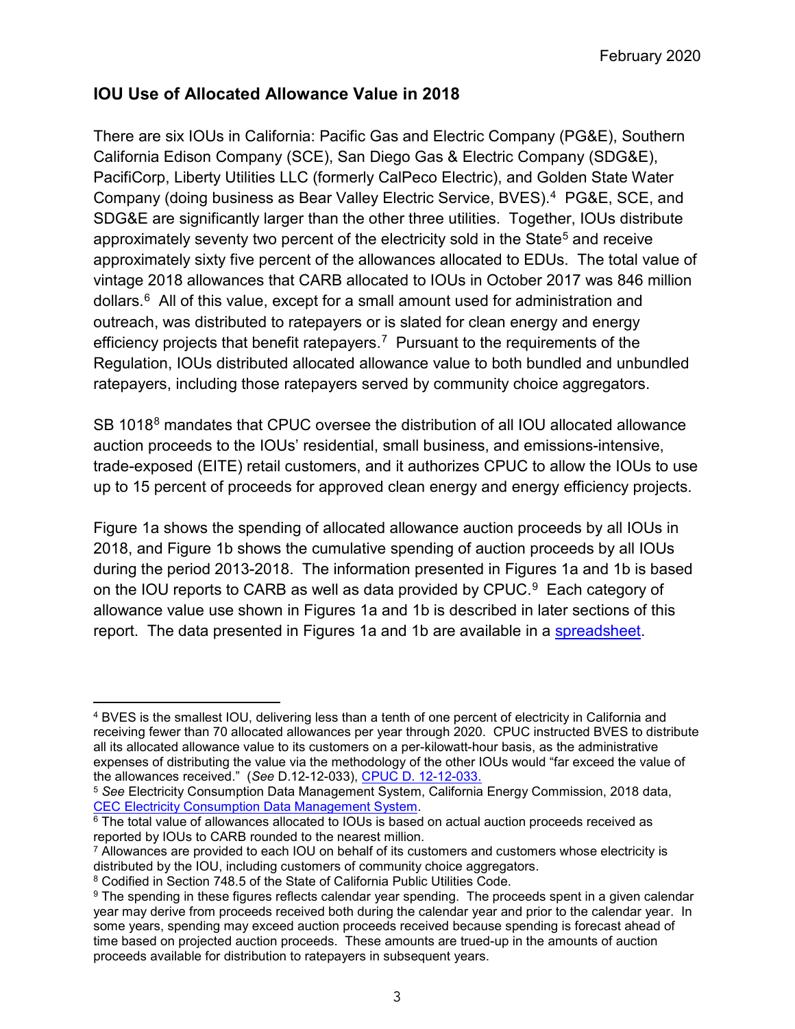## IOU Use of Allocated Allowance Value in 2018

There are six IOUs in California: Pacific Gas and Electric Company (PG&E), Southern California Edison Company (SCE), San Diego Gas & Electric Company (SDG&E), PacifiCorp, Liberty Utilities LLC (formerly CalPeco Electric), and Golden State Water Company (doing business as Bear Valley Electric Service, BVES).[4] PG&E, SCE, and SDG&E are significantly larger than the other three utilities. Together, IOUs distribute approximately seventy two percent of the electricity sold in the State[5] and receive approximately sixty five percent of the allowances allocated to EDUs. The total value of vintage 2018 allowances that CARB allocated to IOUs in October 2017 was 846 million dollars.[6] All of this value, except for a small amount used for administration and outreach, was distributed to ratepayers or is slated for clean energy and energy efficiency projects that benefit ratepayers.[7] Pursuant to the requirements of the Regulation, IOUs distributed allocated allowance value to both bundled and unbundled ratepayers, including those ratepayers served by community choice aggregators.

SB 1018[8] mandates that CPUC oversee the distribution of all IOU allocated allowance auction proceeds to the IOUs' residential, small business, and emissions-intensive, trade-exposed (EITE) retail customers, and it authorizes CPUC to allow the IOUs to use up to 15 percent of proceeds for approved clean energy and energy efficiency projects.

Figure 1a shows the spending of allocated allowance auction proceeds by all IOUs in 2018, and Figure 1b shows the cumulative spending of auction proceeds by all IOUs during the period 2013-2018. The information presented in Figures 1a and 1b is based on the IOU reports to CARB as well as data provided by CPUC.[9] Each category of allowance value use shown in Figures 1a and 1b is described in later sections of this report. The data presented in Figures 1a and 1b are available in a spreadsheet.

---

[4] BVES is the smallest IOU, delivering less than a tenth of one percent of electricity in California and receiving fewer than 70 allocated allowances per year through 2020. CPUC instructed BVES to distribute all its allocated allowance value to its customers on a per-kilowatt-hour basis, as the administrative expenses of distributing the value via the methodology of the other IOUs would "far exceed the value of the allowances received." (*See* D.12-12-033), CPUC D. 12-12-033.

[5] *See* Electricity Consumption Data Management System, California Energy Commission, 2018 data, CEC Electricity Consumption Data Management System.

[6] The total value of allowances allocated to IOUs is based on actual auction proceeds received as reported by IOUs to CARB rounded to the nearest million.

[7] Allowances are provided to each IOU on behalf of its customers and customers whose electricity is distributed by the IOU, including customers of community choice aggregators.

[8] Codified in Section 748.5 of the State of California Public Utilities Code.

[9] The spending in these figures reflects calendar year spending. The proceeds spent in a given calendar year may derive from proceeds received both during the calendar year and prior to the calendar year. In some years, spending may exceed auction proceeds received because spending is forecast ahead of time based on projected auction proceeds. These amounts are trued-up in the amounts of auction proceeds available for distribution to ratepayers in subsequent years.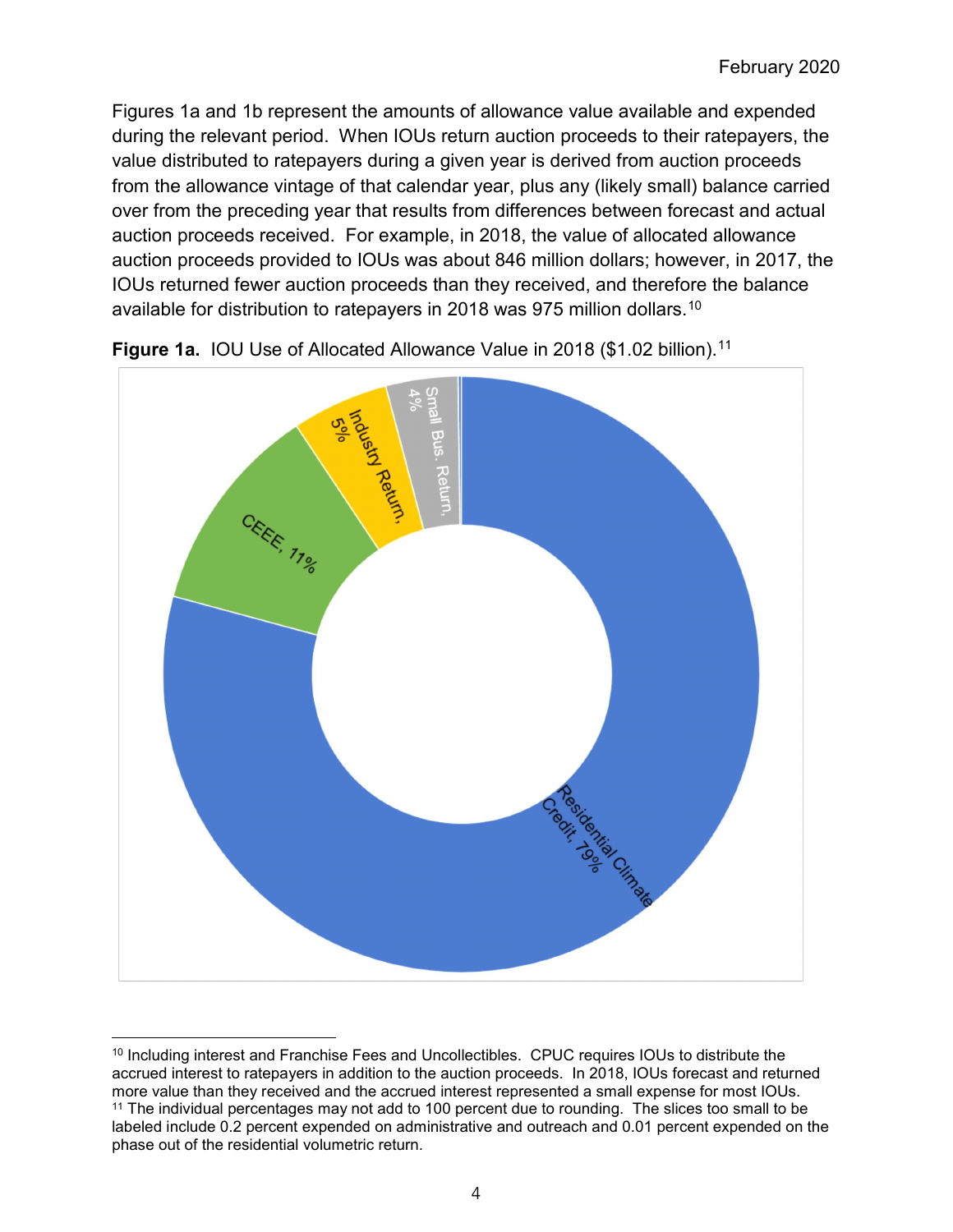Figures 1a and 1b represent the amounts of allowance value available and expended during the relevant period. When IOUs return auction proceeds to their ratepayers, the value distributed to ratepayers during a given year is derived from auction proceeds from the allowance vintage of that calendar year, plus any (likely small) balance carried over from the preceding year that results from differences between forecast and actual auction proceeds received. For example, in 2018, the value of allocated allowance auction proceeds provided to IOUs was about 846 million dollars; however, in 2017, the IOUs returned fewer auction proceeds than they received, and therefore the balance available for distribution to ratepayers in 2018 was 975 million dollars.[10]

**Figure 1a.** IOU Use of Allocated Allowance Value in 2018 ($1.02 billion).[11]

Residential Climate Credit, 79%

CEEE, 11%

Industry Return, 5%

Small Bus. Return, 4%

---

[10] Including interest and Franchise Fees and Uncollectibles. CPUC requires IOUs to distribute the accrued interest to ratepayers in addition to the auction proceeds. In 2018, IOUs forecast and returned more value than they received and the accrued interest represented a small expense for most IOUs.

[11] The individual percentages may not add to 100 percent due to rounding. The slices too small to be labeled include 0.2 percent expended on administrative and outreach and 0.01 percent expended on the phase out of the residential volumetric return.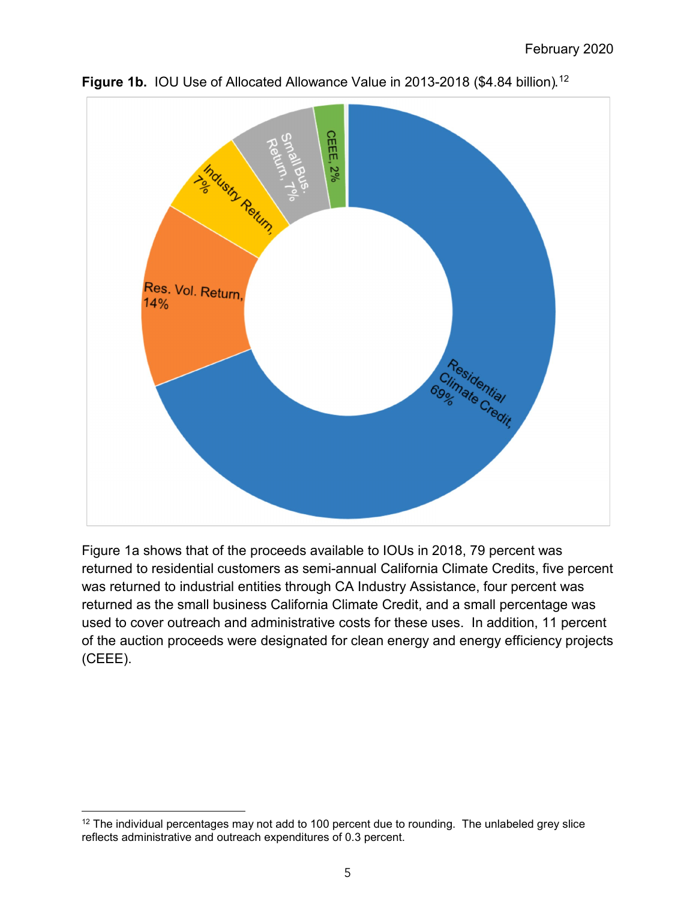**Figure 1b.** IOU Use of Allocated Allowance Value in 2013-2018 ($4.84 billion).[12]

Residential Climate Credit, 69%; Res. Vol. Return, 14%; Industry Return, 7%; Small Bus. Return, 7%; CEEE, 2%

Figure 1a shows that of the proceeds available to IOUs in 2018, 79 percent was returned to residential customers as semi-annual California Climate Credits, five percent was returned to industrial entities through CA Industry Assistance, four percent was returned as the small business California Climate Credit, and a small percentage was used to cover outreach and administrative costs for these uses. In addition, 11 percent of the auction proceeds were designated for clean energy and energy efficiency projects (CEEE).

[12] The individual percentages may not add to 100 percent due to rounding. The unlabeled grey slice reflects administrative and outreach expenditures of 0.3 percent.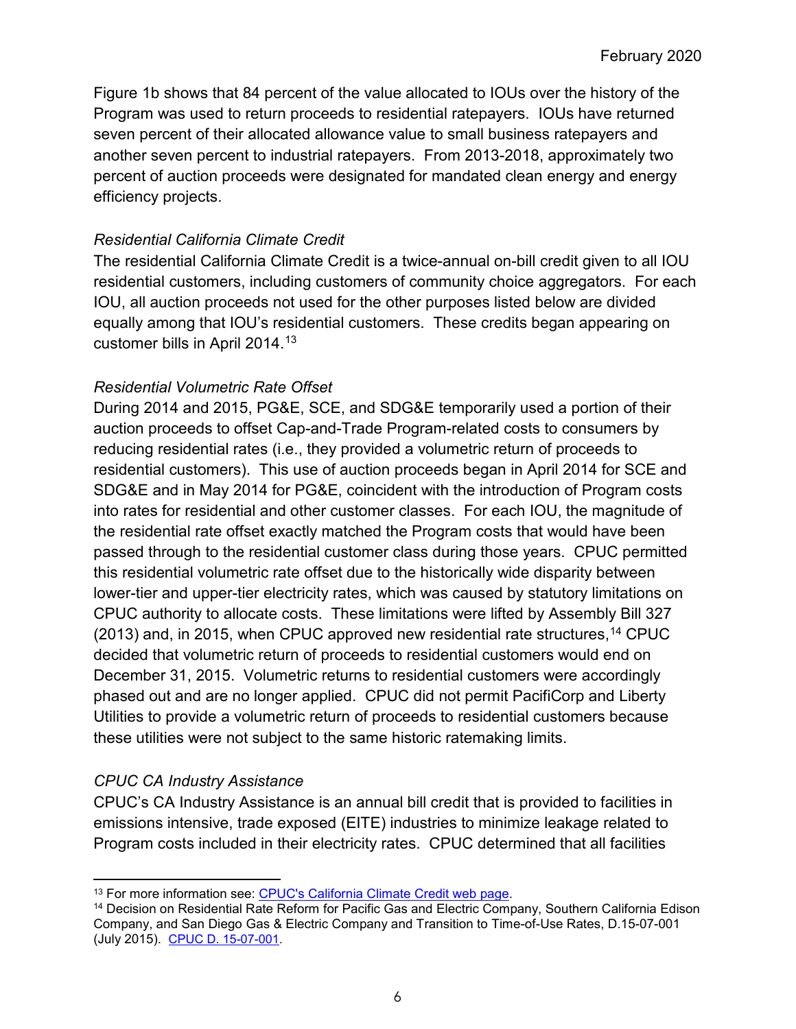Figure 1b shows that 84 percent of the value allocated to IOUs over the history of the Program was used to return proceeds to residential ratepayers. IOUs have returned seven percent of their allocated allowance value to small business ratepayers and another seven percent to industrial ratepayers. From 2013-2018, approximately two percent of auction proceeds were designated for mandated clean energy and energy efficiency projects.

*Residential California Climate Credit*

The residential California Climate Credit is a twice-annual on-bill credit given to all IOU residential customers, including customers of community choice aggregators. For each IOU, all auction proceeds not used for the other purposes listed below are divided equally among that IOU's residential customers. These credits began appearing on customer bills in April 2014.[13]

*Residential Volumetric Rate Offset*

During 2014 and 2015, PG&E, SCE, and SDG&E temporarily used a portion of their auction proceeds to offset Cap-and-Trade Program-related costs to consumers by reducing residential rates (i.e., they provided a volumetric return of proceeds to residential customers). This use of auction proceeds began in April 2014 for SCE and SDG&E and in May 2014 for PG&E, coincident with the introduction of Program costs into rates for residential and other customer classes. For each IOU, the magnitude of the residential rate offset exactly matched the Program costs that would have been passed through to the residential customer class during those years. CPUC permitted this residential volumetric rate offset due to the historically wide disparity between lower-tier and upper-tier electricity rates, which was caused by statutory limitations on CPUC authority to allocate costs. These limitations were lifted by Assembly Bill 327 (2013) and, in 2015, when CPUC approved new residential rate structures,[14] CPUC decided that volumetric return of proceeds to residential customers would end on December 31, 2015. Volumetric returns to residential customers were accordingly phased out and are no longer applied. CPUC did not permit PacifiCorp and Liberty Utilities to provide a volumetric return of proceeds to residential customers because these utilities were not subject to the same historic ratemaking limits.

*CPUC CA Industry Assistance*

CPUC's CA Industry Assistance is an annual bill credit that is provided to facilities in emissions intensive, trade exposed (EITE) industries to minimize leakage related to Program costs included in their electricity rates. CPUC determined that all facilities

---

[13] For more information see: CPUC's California Climate Credit web page.

[14] Decision on Residential Rate Reform for Pacific Gas and Electric Company, Southern California Edison Company, and San Diego Gas & Electric Company and Transition to Time-of-Use Rates, D.15-07-001 (July 2015). CPUC D. 15-07-001.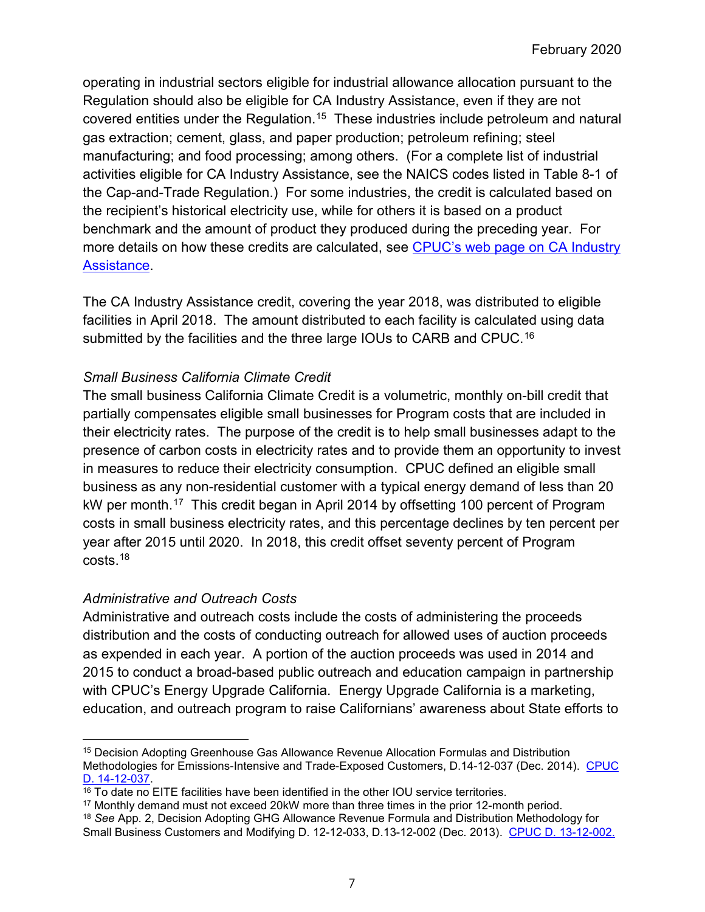operating in industrial sectors eligible for industrial allowance allocation pursuant to the Regulation should also be eligible for CA Industry Assistance, even if they are not covered entities under the Regulation.[15] These industries include petroleum and natural gas extraction; cement, glass, and paper production; petroleum refining; steel manufacturing; and food processing; among others. (For a complete list of industrial activities eligible for CA Industry Assistance, see the NAICS codes listed in Table 8-1 of the Cap-and-Trade Regulation.) For some industries, the credit is calculated based on the recipient's historical electricity use, while for others it is based on a product benchmark and the amount of product they produced during the preceding year. For more details on how these credits are calculated, see [CPUC's web page on CA Industry Assistance](#).

The CA Industry Assistance credit, covering the year 2018, was distributed to eligible facilities in April 2018. The amount distributed to each facility is calculated using data submitted by the facilities and the three large IOUs to CARB and CPUC.[16]

*Small Business California Climate Credit*

The small business California Climate Credit is a volumetric, monthly on-bill credit that partially compensates eligible small businesses for Program costs that are included in their electricity rates. The purpose of the credit is to help small businesses adapt to the presence of carbon costs in electricity rates and to provide them an opportunity to invest in measures to reduce their electricity consumption. CPUC defined an eligible small business as any non-residential customer with a typical energy demand of less than 20 kW per month.[17] This credit began in April 2014 by offsetting 100 percent of Program costs in small business electricity rates, and this percentage declines by ten percent per year after 2015 until 2020. In 2018, this credit offset seventy percent of Program costs.[18]

*Administrative and Outreach Costs*

Administrative and outreach costs include the costs of administering the proceeds distribution and the costs of conducting outreach for allowed uses of auction proceeds as expended in each year. A portion of the auction proceeds was used in 2014 and 2015 to conduct a broad-based public outreach and education campaign in partnership with CPUC's Energy Upgrade California. Energy Upgrade California is a marketing, education, and outreach program to raise Californians' awareness about State efforts to

---

[15] Decision Adopting Greenhouse Gas Allowance Revenue Allocation Formulas and Distribution Methodologies for Emissions-Intensive and Trade-Exposed Customers, D.14-12-037 (Dec. 2014). [CPUC D. 14-12-037](#).

[16] To date no EITE facilities have been identified in the other IOU service territories.

[17] Monthly demand must not exceed 20kW more than three times in the prior 12-month period.

[18] *See* App. 2, Decision Adopting GHG Allowance Revenue Formula and Distribution Methodology for Small Business Customers and Modifying D. 12-12-033, D.13-12-002 (Dec. 2013). [CPUC D. 13-12-002.](#)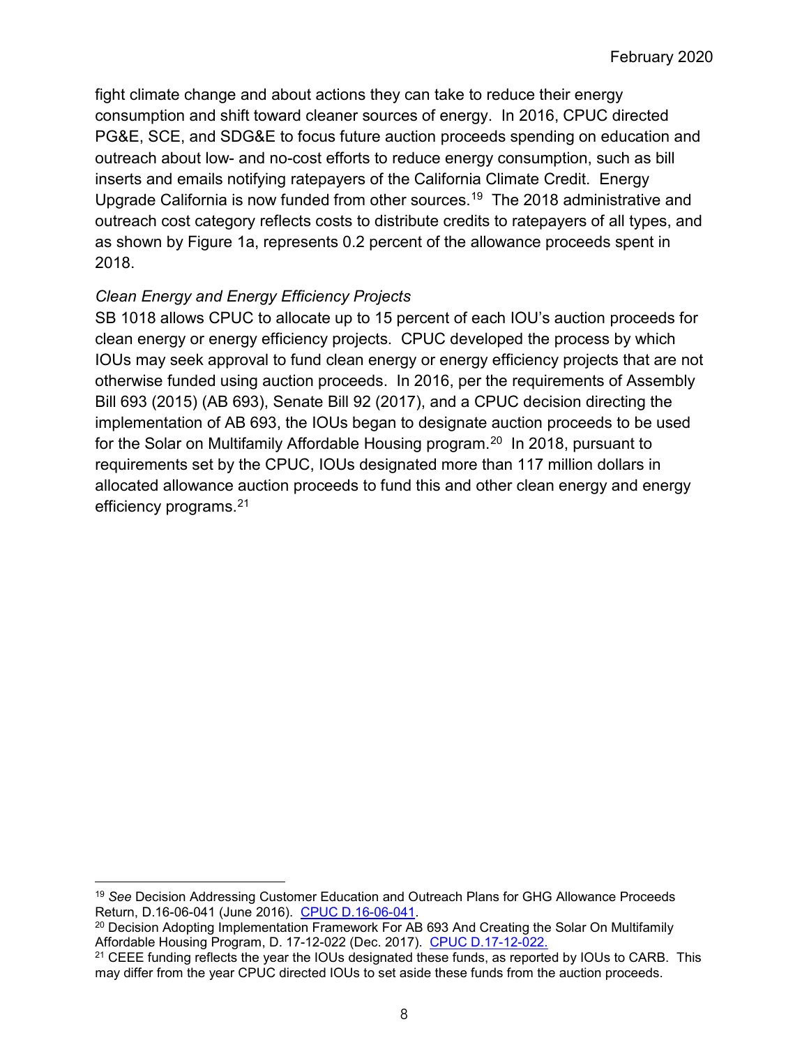fight climate change and about actions they can take to reduce their energy consumption and shift toward cleaner sources of energy. In 2016, CPUC directed PG&E, SCE, and SDG&E to focus future auction proceeds spending on education and outreach about low- and no-cost efforts to reduce energy consumption, such as bill inserts and emails notifying ratepayers of the California Climate Credit. Energy Upgrade California is now funded from other sources.[19] The 2018 administrative and outreach cost category reflects costs to distribute credits to ratepayers of all types, and as shown by Figure 1a, represents 0.2 percent of the allowance proceeds spent in 2018.

*Clean Energy and Energy Efficiency Projects*

SB 1018 allows CPUC to allocate up to 15 percent of each IOU's auction proceeds for clean energy or energy efficiency projects. CPUC developed the process by which IOUs may seek approval to fund clean energy or energy efficiency projects that are not otherwise funded using auction proceeds. In 2016, per the requirements of Assembly Bill 693 (2015) (AB 693), Senate Bill 92 (2017), and a CPUC decision directing the implementation of AB 693, the IOUs began to designate auction proceeds to be used for the Solar on Multifamily Affordable Housing program.[20] In 2018, pursuant to requirements set by the CPUC, IOUs designated more than 117 million dollars in allocated allowance auction proceeds to fund this and other clean energy and energy efficiency programs.[21]

---

[19] *See* Decision Addressing Customer Education and Outreach Plans for GHG Allowance Proceeds Return, D.16-06-041 (June 2016). [CPUC D.16-06-041](CPUC D.16-06-041).

[20] Decision Adopting Implementation Framework For AB 693 And Creating the Solar On Multifamily Affordable Housing Program, D. 17-12-022 (Dec. 2017). [CPUC D.17-12-022.](CPUC D.17-12-022.)

[21] CEEE funding reflects the year the IOUs designated these funds, as reported by IOUs to CARB. This may differ from the year CPUC directed IOUs to set aside these funds from the auction proceeds.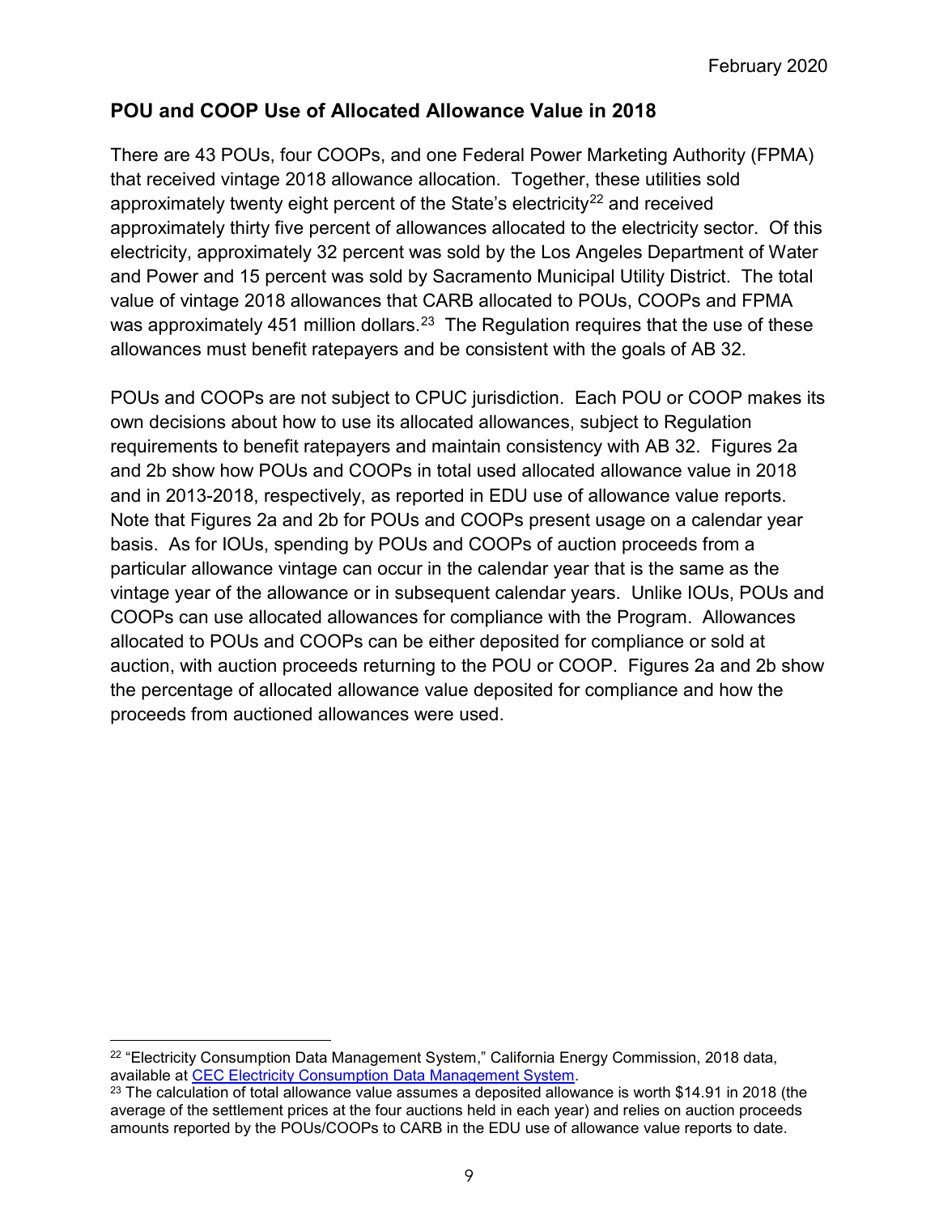## POU and COOP Use of Allocated Allowance Value in 2018

There are 43 POUs, four COOPs, and one Federal Power Marketing Authority (FPMA) that received vintage 2018 allowance allocation. Together, these utilities sold approximately twenty eight percent of the State's electricity[22] and received approximately thirty five percent of allowances allocated to the electricity sector. Of this electricity, approximately 32 percent was sold by the Los Angeles Department of Water and Power and 15 percent was sold by Sacramento Municipal Utility District. The total value of vintage 2018 allowances that CARB allocated to POUs, COOPs and FPMA was approximately 451 million dollars.[23] The Regulation requires that the use of these allowances must benefit ratepayers and be consistent with the goals of AB 32.

POUs and COOPs are not subject to CPUC jurisdiction. Each POU or COOP makes its own decisions about how to use its allocated allowances, subject to Regulation requirements to benefit ratepayers and maintain consistency with AB 32. Figures 2a and 2b show how POUs and COOPs in total used allocated allowance value in 2018 and in 2013-2018, respectively, as reported in EDU use of allowance value reports. Note that Figures 2a and 2b for POUs and COOPs present usage on a calendar year basis. As for IOUs, spending by POUs and COOPs of auction proceeds from a particular allowance vintage can occur in the calendar year that is the same as the vintage year of the allowance or in subsequent calendar years. Unlike IOUs, POUs and COOPs can use allocated allowances for compliance with the Program. Allowances allocated to POUs and COOPs can be either deposited for compliance or sold at auction, with auction proceeds returning to the POU or COOP. Figures 2a and 2b show the percentage of allocated allowance value deposited for compliance and how the proceeds from auctioned allowances were used.

---

[22] "Electricity Consumption Data Management System," California Energy Commission, 2018 data, available at CEC Electricity Consumption Data Management System.

[23] The calculation of total allowance value assumes a deposited allowance is worth $14.91 in 2018 (the average of the settlement prices at the four auctions held in each year) and relies on auction proceeds amounts reported by the POUs/COOPs to CARB in the EDU use of allowance value reports to date.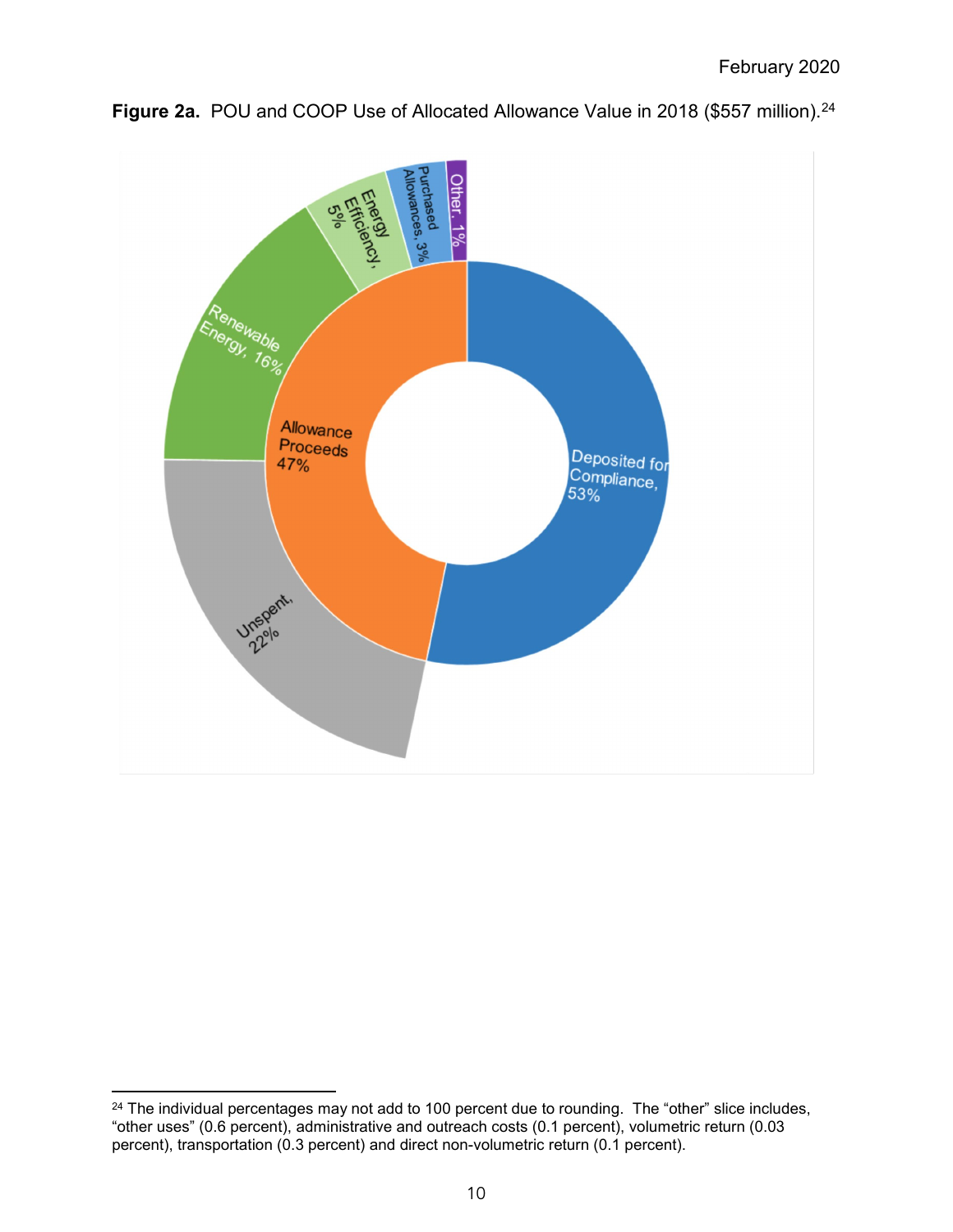**Figure 2a.** POU and COOP Use of Allocated Allowance Value in 2018 ($557 million).[24]

Deposited for Compliance, 53%

Allowance Proceeds 47%

Unspent, 22%

Renewable Energy, 16%

Energy Efficiency, 5%

Purchased Allowances, 3%

Other, 1%

[24] The individual percentages may not add to 100 percent due to rounding. The "other" slice includes, "other uses" (0.6 percent), administrative and outreach costs (0.1 percent), volumetric return (0.03 percent), transportation (0.3 percent) and direct non-volumetric return (0.1 percent).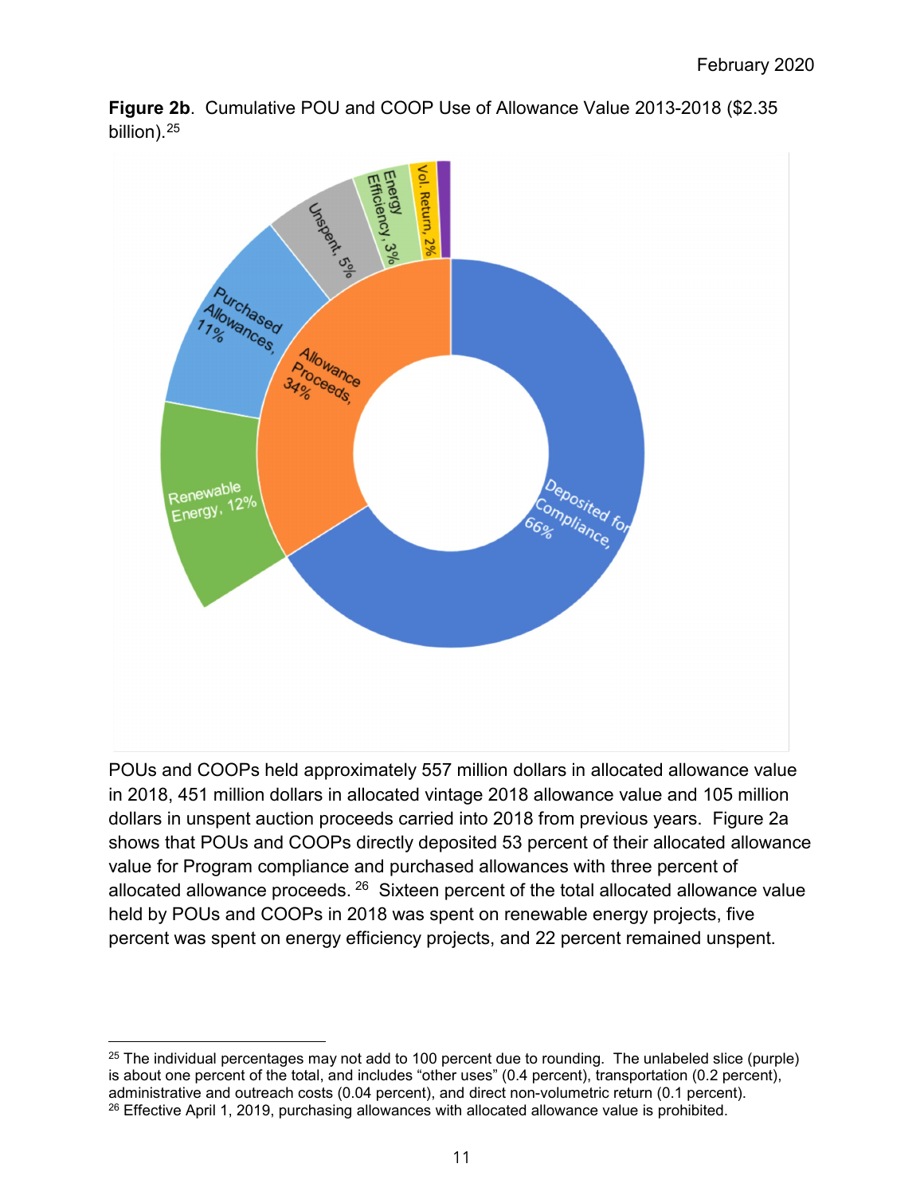**Figure 2b**. Cumulative POU and COOP Use of Allowance Value 2013-2018 ($2.35 billion).[25]

POUs and COOPs held approximately 557 million dollars in allocated allowance value in 2018, 451 million dollars in allocated vintage 2018 allowance value and 105 million dollars in unspent auction proceeds carried into 2018 from previous years. Figure 2a shows that POUs and COOPs directly deposited 53 percent of their allocated allowance value for Program compliance and purchased allowances with three percent of allocated allowance proceeds.[26] Sixteen percent of the total allocated allowance value held by POUs and COOPs in 2018 was spent on renewable energy projects, five percent was spent on energy efficiency projects, and 22 percent remained unspent.

---

[25] The individual percentages may not add to 100 percent due to rounding. The unlabeled slice (purple) is about one percent of the total, and includes "other uses" (0.4 percent), transportation (0.2 percent), administrative and outreach costs (0.04 percent), and direct non-volumetric return (0.1 percent).

[26] Effective April 1, 2019, purchasing allowances with allocated allowance value is prohibited.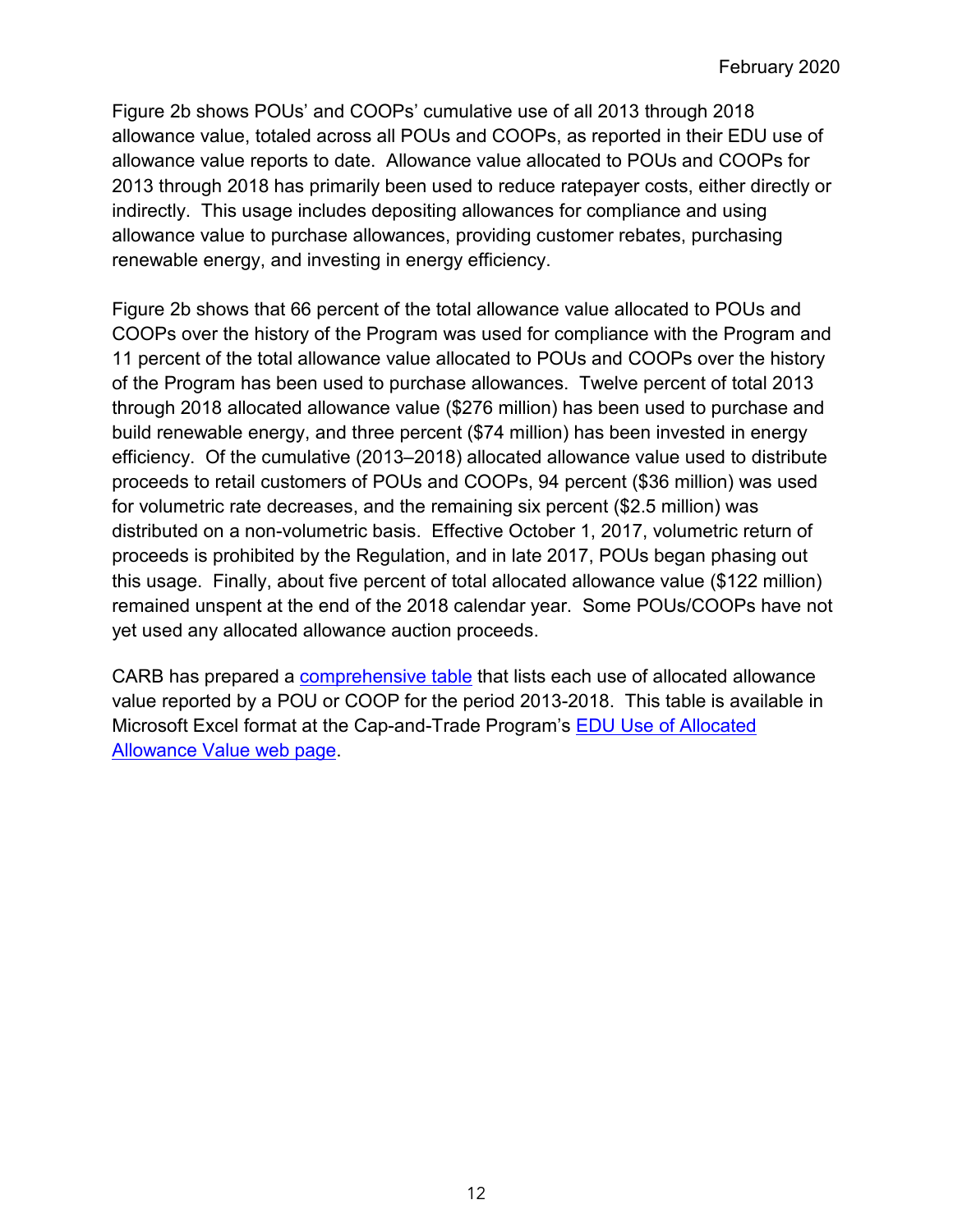Figure 2b shows POUs' and COOPs' cumulative use of all 2013 through 2018 allowance value, totaled across all POUs and COOPs, as reported in their EDU use of allowance value reports to date. Allowance value allocated to POUs and COOPs for 2013 through 2018 has primarily been used to reduce ratepayer costs, either directly or indirectly. This usage includes depositing allowances for compliance and using allowance value to purchase allowances, providing customer rebates, purchasing renewable energy, and investing in energy efficiency.

Figure 2b shows that 66 percent of the total allowance value allocated to POUs and COOPs over the history of the Program was used for compliance with the Program and 11 percent of the total allowance value allocated to POUs and COOPs over the history of the Program has been used to purchase allowances. Twelve percent of total 2013 through 2018 allocated allowance value ($276 million) has been used to purchase and build renewable energy, and three percent ($74 million) has been invested in energy efficiency. Of the cumulative (2013–2018) allocated allowance value used to distribute proceeds to retail customers of POUs and COOPs, 94 percent ($36 million) was used for volumetric rate decreases, and the remaining six percent ($2.5 million) was distributed on a non-volumetric basis. Effective October 1, 2017, volumetric return of proceeds is prohibited by the Regulation, and in late 2017, POUs began phasing out this usage. Finally, about five percent of total allocated allowance value ($122 million) remained unspent at the end of the 2018 calendar year. Some POUs/COOPs have not yet used any allocated allowance auction proceeds.

CARB has prepared a comprehensive table that lists each use of allocated allowance value reported by a POU or COOP for the period 2013-2018. This table is available in Microsoft Excel format at the Cap-and-Trade Program's EDU Use of Allocated Allowance Value web page.